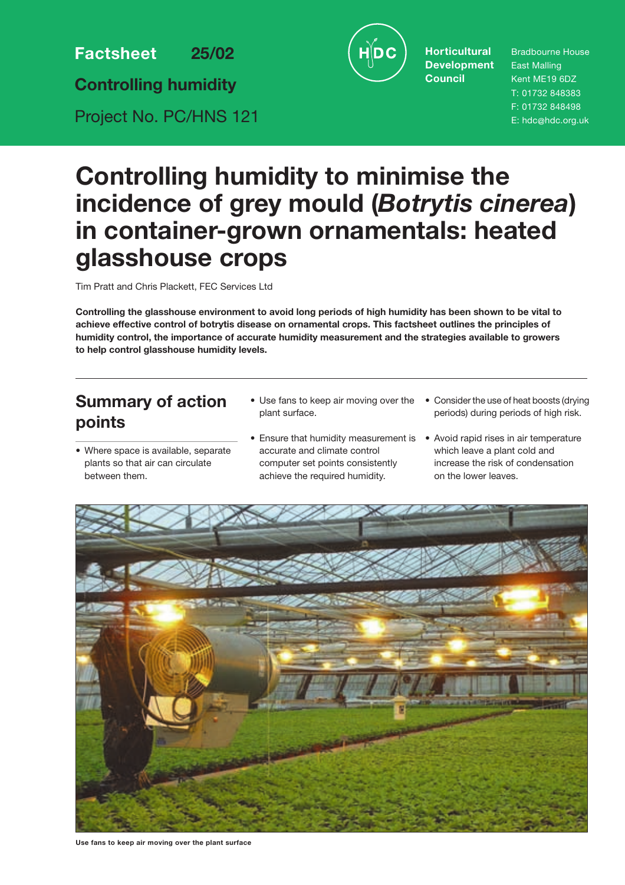**Factsheet 25/02**

**Controlling humidity**

Project No. PC/HNS 121

HDC

**Horticultural Development Council**

Bradbourne House
East Malling
Kent ME19 6DZ
T: 01732 848383
F: 01732 848498
E: hdc@hdc.org.uk

# Controlling humidity to minimise the incidence of grey mould (*Botrytis cinerea*) in container-grown ornamentals: heated glasshouse crops

Tim Pratt and Chris Plackett, FEC Services Ltd

**Controlling the glasshouse environment to avoid long periods of high humidity has been shown to be vital to achieve effective control of botrytis disease on ornamental crops. This factsheet outlines the principles of humidity control, the importance of accurate humidity measurement and the strategies available to growers to help control glasshouse humidity levels.**

## Summary of action points

- Where space is available, separate plants so that air can circulate between them.
- Use fans to keep air moving over the plant surface.
- Ensure that humidity measurement is accurate and climate control computer set points consistently achieve the required humidity.
- Consider the use of heat boosts (drying periods) during periods of high risk.
- Avoid rapid rises in air temperature which leave a plant cold and increase the risk of condensation on the lower leaves.

**Use fans to keep air moving over the plant surface**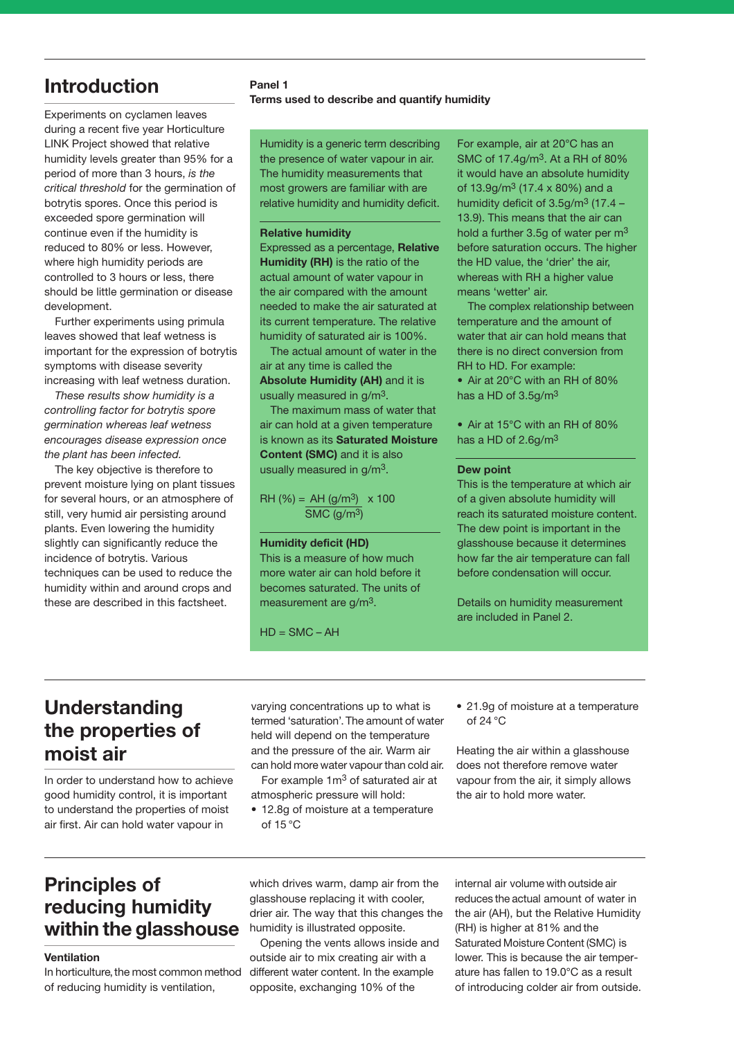## Introduction

Experiments on cyclamen leaves during a recent five year Horticulture LINK Project showed that relative humidity levels greater than 95% for a period of more than 3 hours, *is the critical threshold* for the germination of botrytis spores. Once this period is exceeded spore germination will continue even if the humidity is reduced to 80% or less. However, where high humidity periods are controlled to 3 hours or less, there should be little germination or disease development.

Further experiments using primula leaves showed that leaf wetness is important for the expression of botrytis symptoms with disease severity increasing with leaf wetness duration.

*These results show humidity is a controlling factor for botrytis spore germination whereas leaf wetness encourages disease expression once the plant has been infected.*

The key objective is therefore to prevent moisture lying on plant tissues for several hours, or an atmosphere of still, very humid air persisting around plants. Even lowering the humidity slightly can significantly reduce the incidence of botrytis. Various techniques can be used to reduce the humidity within and around crops and these are described in this factsheet.

**Panel 1**
**Terms used to describe and quantify humidity**

Humidity is a generic term describing the presence of water vapour in air. The humidity measurements that most growers are familiar with are relative humidity and humidity deficit.

**Relative humidity**

Expressed as a percentage, **Relative Humidity (RH)** is the ratio of the actual amount of water vapour in the air compared with the amount needed to make the air saturated at its current temperature. The relative humidity of saturated air is 100%.

The actual amount of water in the air at any time is called the **Absolute Humidity (AH)** and it is usually measured in g/m$^3$.

The maximum mass of water that air can hold at a given temperature is known as its **Saturated Moisture Content (SMC)** and it is also usually measured in g/m$^3$.

$$\text{RH (\%)} = \frac{\text{AH (g/m}^3)}{\text{SMC (g/m}^3)} \times 100$$

**Humidity deficit (HD)**

This is a measure of how much more water air can hold before it becomes saturated. The units of measurement are g/m$^3$.

$$\text{HD} = \text{SMC} - \text{AH}$$

For example, air at 20°C has an SMC of 17.4g/m$^3$. At a RH of 80% it would have an absolute humidity of 13.9g/m$^3$ (17.4 x 80%) and a humidity deficit of 3.5g/m$^3$ (17.4 – 13.9). This means that the air can hold a further 3.5g of water per m$^3$ before saturation occurs. The higher the HD value, the 'drier' the air, whereas with RH a higher value means 'wetter' air.

The complex relationship between temperature and the amount of water that air can hold means that there is no direct conversion from RH to HD. For example:

- Air at 20°C with an RH of 80% has a HD of 3.5g/m$^3$
- Air at 15°C with an RH of 80% has a HD of 2.6g/m$^3$

**Dew point**

This is the temperature at which air of a given absolute humidity will reach its saturated moisture content. The dew point is important in the glasshouse because it determines how far the air temperature can fall before condensation will occur.

Details on humidity measurement are included in Panel 2.

## Understanding the properties of moist air

In order to understand how to achieve good humidity control, it is important to understand the properties of moist air first. Air can hold water vapour in varying concentrations up to what is termed 'saturation'. The amount of water held will depend on the temperature and the pressure of the air. Warm air can hold more water vapour than cold air.

For example 1m$^3$ of saturated air at atmospheric pressure will hold:

- 12.8g of moisture at a temperature of 15 °C
- 21.9g of moisture at a temperature of 24 °C

Heating the air within a glasshouse does not therefore remove water vapour from the air, it simply allows the air to hold more water.

## Principles of reducing humidity within the glasshouse

**Ventilation**

In horticulture, the most common method of reducing humidity is ventilation, which drives warm, damp air from the glasshouse replacing it with cooler, drier air. The way that this changes the humidity is illustrated opposite.

Opening the vents allows inside and outside air to mix creating air with a different water content. In the example opposite, exchanging 10% of the internal air volume with outside air reduces the actual amount of water in the air (AH), but the Relative Humidity (RH) is higher at 81% and the Saturated Moisture Content (SMC) is lower. This is because the air temperature has fallen to 19.0°C as a result of introducing colder air from outside.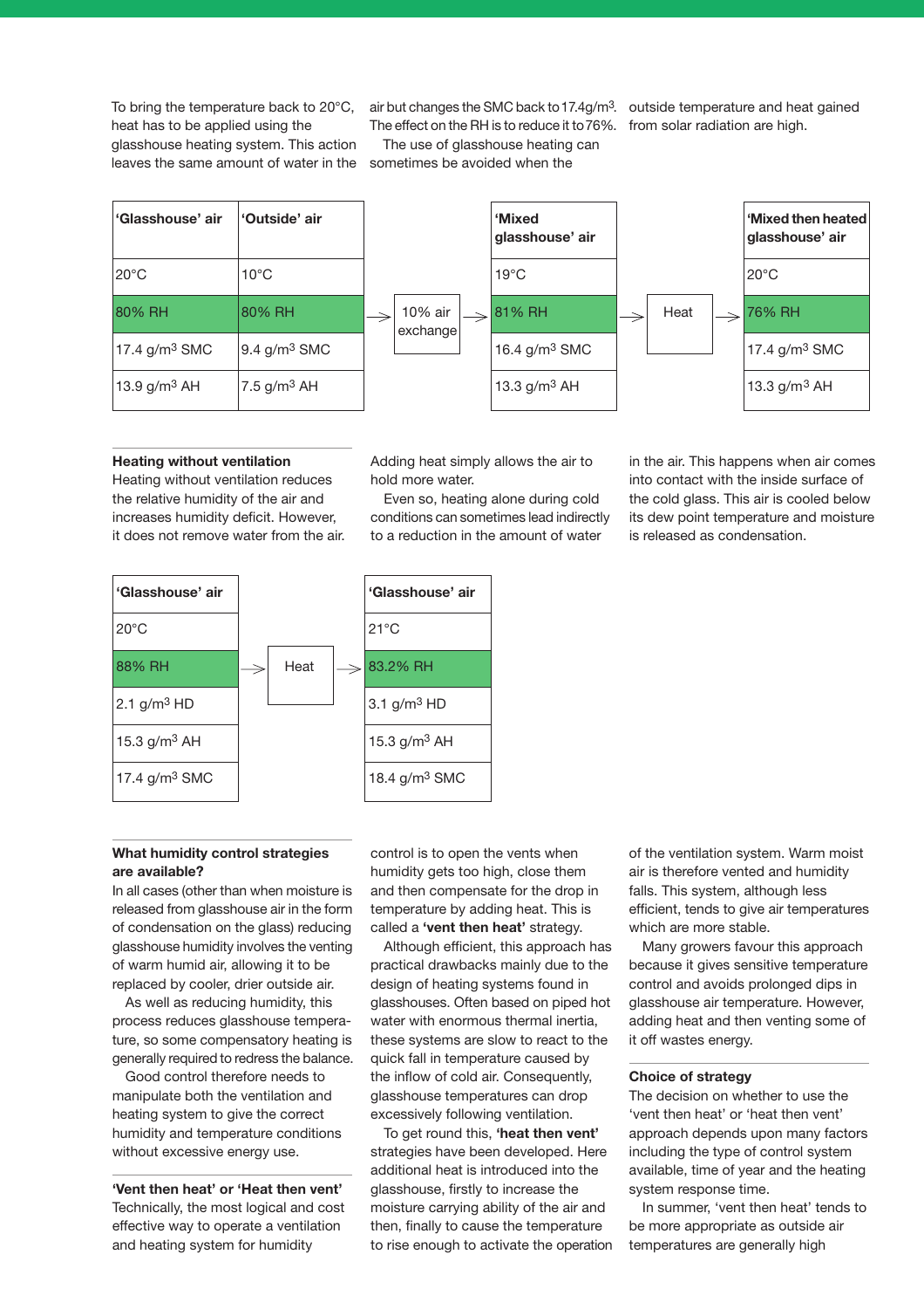To bring the temperature back to 20°C, heat has to be applied using the glasshouse heating system. This action leaves the same amount of water in the air but changes the SMC back to 17.4g/m³. The effect on the RH is to reduce it to 76%.

The use of glasshouse heating can sometimes be avoided when the outside temperature and heat gained from solar radiation are high.

| 'Glasshouse' air | 'Outside' air | → 10% air exchange → | 'Mixed glasshouse' air | → Heat → | 'Mixed then heated glasshouse' air |
|---|---|---|---|---|---|
| 20°C | 10°C | | 19°C | | 20°C |
| 80% RH | 80% RH | | 81% RH | | 76% RH |
| 17.4 g/m³ SMC | 9.4 g/m³ SMC | | 16.4 g/m³ SMC | | 17.4 g/m³ SMC |
| 13.9 g/m³ AH | 7.5 g/m³ AH | | 13.3 g/m³ AH | | 13.3 g/m³ AH |

### Heating without ventilation

Heating without ventilation reduces the relative humidity of the air and increases humidity deficit. However, it does not remove water from the air. Adding heat simply allows the air to hold more water.

Even so, heating alone during cold conditions can sometimes lead indirectly to a reduction in the amount of water in the air. This happens when air comes into contact with the inside surface of the cold glass. This air is cooled below its dew point temperature and moisture is released as condensation.

| 'Glasshouse' air | → Heat → | 'Glasshouse' air |
|---|---|---|
| 20°C | | 21°C |
| 88% RH | | 83.2% RH |
| 2.1 g/m³ HD | | 3.1 g/m³ HD |
| 15.3 g/m³ AH | | 15.3 g/m³ AH |
| 17.4 g/m³ SMC | | 18.4 g/m³ SMC |

### What humidity control strategies are available?

In all cases (other than when moisture is released from glasshouse air in the form of condensation on the glass) reducing glasshouse humidity involves the venting of warm humid air, allowing it to be replaced by cooler, drier outside air.

As well as reducing humidity, this process reduces glasshouse temperature, so some compensatory heating is generally required to redress the balance.

Good control therefore needs to manipulate both the ventilation and heating system to give the correct humidity and temperature conditions without excessive energy use.

### 'Vent then heat' or 'Heat then vent'

Technically, the most logical and cost effective way to operate a ventilation and heating system for humidity control is to open the vents when humidity gets too high, close them and then compensate for the drop in temperature by adding heat. This is called a **'vent then heat'** strategy.

Although efficient, this approach has practical drawbacks mainly due to the design of heating systems found in glasshouses. Often based on piped hot water with enormous thermal inertia, these systems are slow to react to the quick fall in temperature caused by the inflow of cold air. Consequently, glasshouse temperatures can drop excessively following ventilation.

To get round this, **'heat then vent'** strategies have been developed. Here additional heat is introduced into the glasshouse, firstly to increase the moisture carrying ability of the air and then, finally to cause the temperature to rise enough to activate the operation of the ventilation system. Warm moist air is therefore vented and humidity falls. This system, although less efficient, tends to give air temperatures which are more stable.

Many growers favour this approach because it gives sensitive temperature control and avoids prolonged dips in glasshouse air temperature. However, adding heat and then venting some of it off wastes energy.

### Choice of strategy

The decision on whether to use the 'vent then heat' or 'heat then vent' approach depends upon many factors including the type of control system available, time of year and the heating system response time.

In summer, 'vent then heat' tends to be more appropriate as outside air temperatures are generally high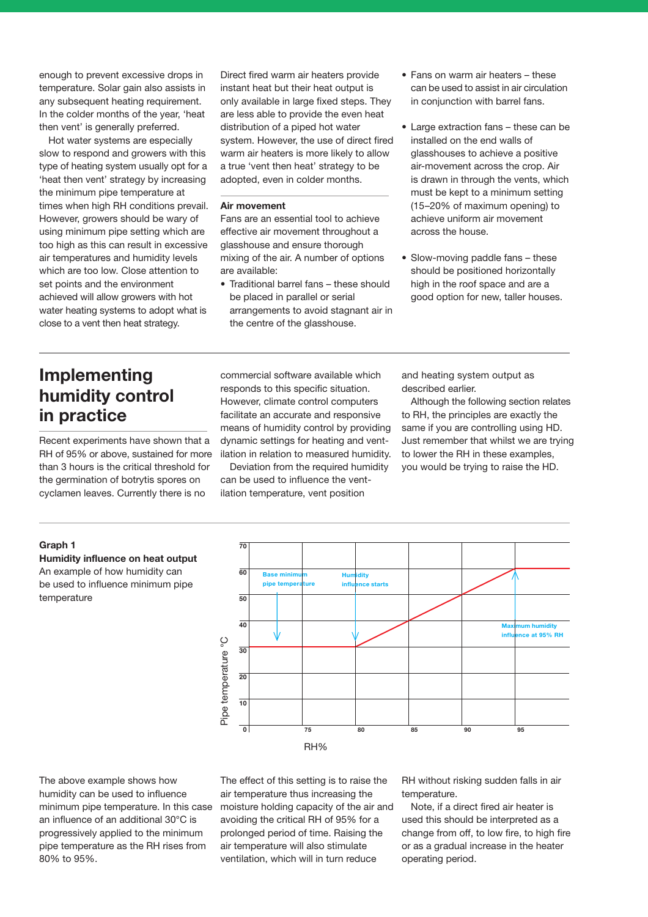enough to prevent excessive drops in temperature. Solar gain also assists in any subsequent heating requirement. In the colder months of the year, 'heat then vent' is generally preferred.

Hot water systems are especially slow to respond and growers with this type of heating system usually opt for a 'heat then vent' strategy by increasing the minimum pipe temperature at times when high RH conditions prevail. However, growers should be wary of using minimum pipe setting which are too high as this can result in excessive air temperatures and humidity levels which are too low. Close attention to set points and the environment achieved will allow growers with hot water heating systems to adopt what is close to a vent then heat strategy.

Direct fired warm air heaters provide instant heat but their heat output is only available in large fixed steps. They are less able to provide the even heat distribution of a piped hot water system. However, the use of direct fired warm air heaters is more likely to allow a true 'vent then heat' strategy to be adopted, even in colder months.

**Air movement**

Fans are an essential tool to achieve effective air movement throughout a glasshouse and ensure thorough mixing of the air. A number of options are available:

- Traditional barrel fans – these should be placed in parallel or serial arrangements to avoid stagnant air in the centre of the glasshouse.
- Fans on warm air heaters – these can be used to assist in air circulation in conjunction with barrel fans.
- Large extraction fans – these can be installed on the end walls of glasshouses to achieve a positive air-movement across the crop. Air is drawn in through the vents, which must be kept to a minimum setting (15–20% of maximum opening) to achieve uniform air movement across the house.
- Slow-moving paddle fans – these should be positioned horizontally high in the roof space and are a good option for new, taller houses.

## Implementing humidity control in practice

Recent experiments have shown that a RH of 95% or above, sustained for more than 3 hours is the critical threshold for the germination of botrytis spores on cyclamen leaves. Currently there is no commercial software available which responds to this specific situation. However, climate control computers facilitate an accurate and responsive means of humidity control by providing dynamic settings for heating and ventilation in relation to measured humidity.

Deviation from the required humidity can be used to influence the ventilation temperature, vent position and heating system output as described earlier.

Although the following section relates to RH, the principles are exactly the same if you are controlling using HD. Just remember that whilst we are trying to lower the RH in these examples, you would be trying to raise the HD.

**Graph 1**
**Humidity influence on heat output**
An example of how humidity can be used to influence minimum pipe temperature

The above example shows how humidity can be used to influence minimum pipe temperature. In this case an influence of an additional 30°C is progressively applied to the minimum pipe temperature as the RH rises from 80% to 95%.

The effect of this setting is to raise the air temperature thus increasing the moisture holding capacity of the air and avoiding the critical RH of 95% for a prolonged period of time. Raising the air temperature will also stimulate ventilation, which will in turn reduce RH without risking sudden falls in air temperature.

Note, if a direct fired air heater is used this should be interpreted as a change from off, to low fire, to high fire or as a gradual increase in the heater operating period.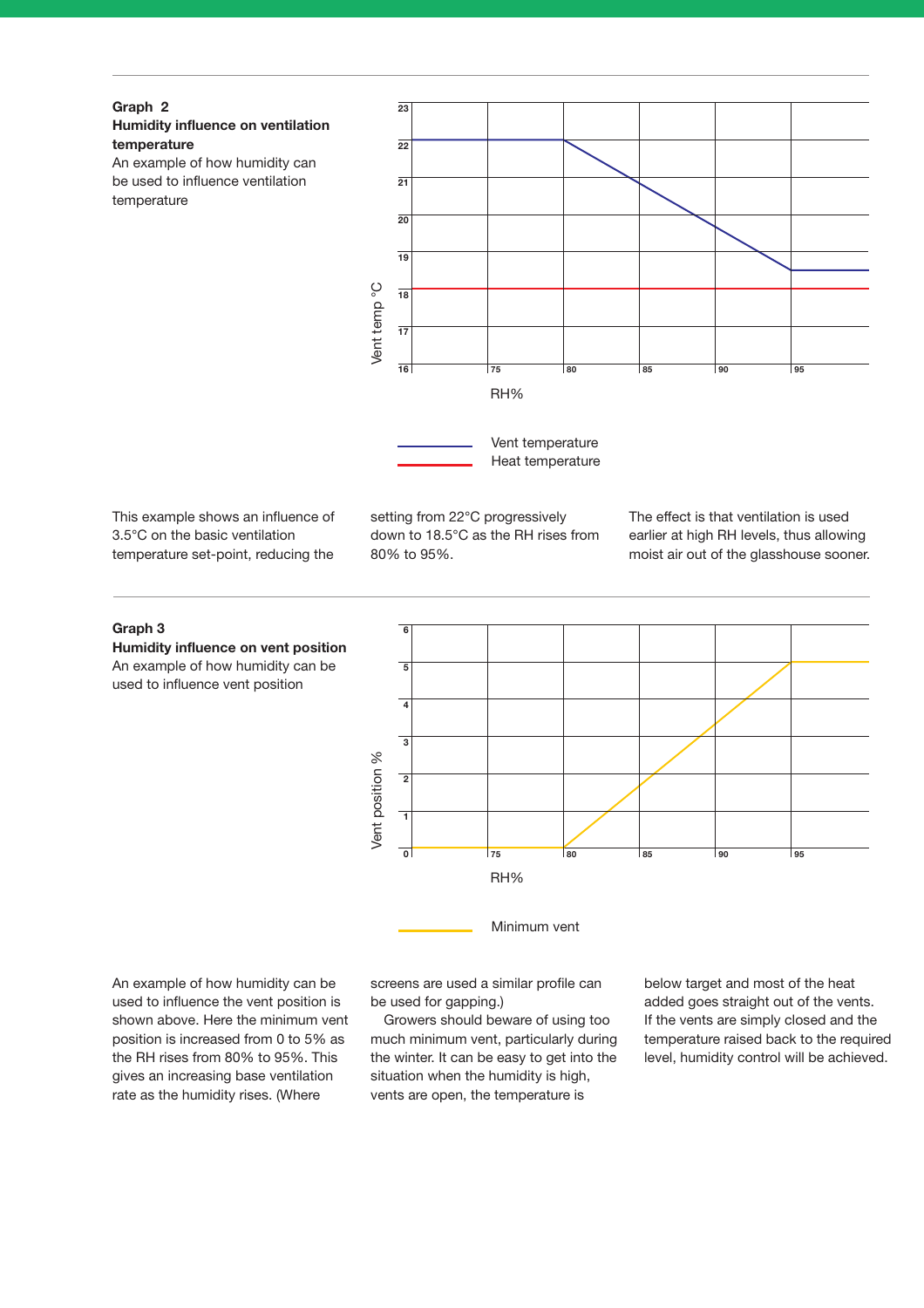**Graph 2**

**Humidity influence on ventilation temperature**

An example of how humidity can be used to influence ventilation temperature

This example shows an influence of 3.5°C on the basic ventilation temperature set-point, reducing the setting from 22°C progressively down to 18.5°C as the RH rises from 80% to 95%.

The effect is that ventilation is used earlier at high RH levels, thus allowing moist air out of the glasshouse sooner.

**Graph 3**

**Humidity influence on vent position**

An example of how humidity can be used to influence vent position

An example of how humidity can be used to influence the vent position is shown above. Here the minimum vent position is increased from 0 to 5% as the RH rises from 80% to 95%. This gives an increasing base ventilation rate as the humidity rises. (Where screens are used a similar profile can be used for gapping.)

Growers should beware of using too much minimum vent, particularly during the winter. It can be easy to get into the situation when the humidity is high, vents are open, the temperature is below target and most of the heat added goes straight out of the vents. If the vents are simply closed and the temperature raised back to the required level, humidity control will be achieved.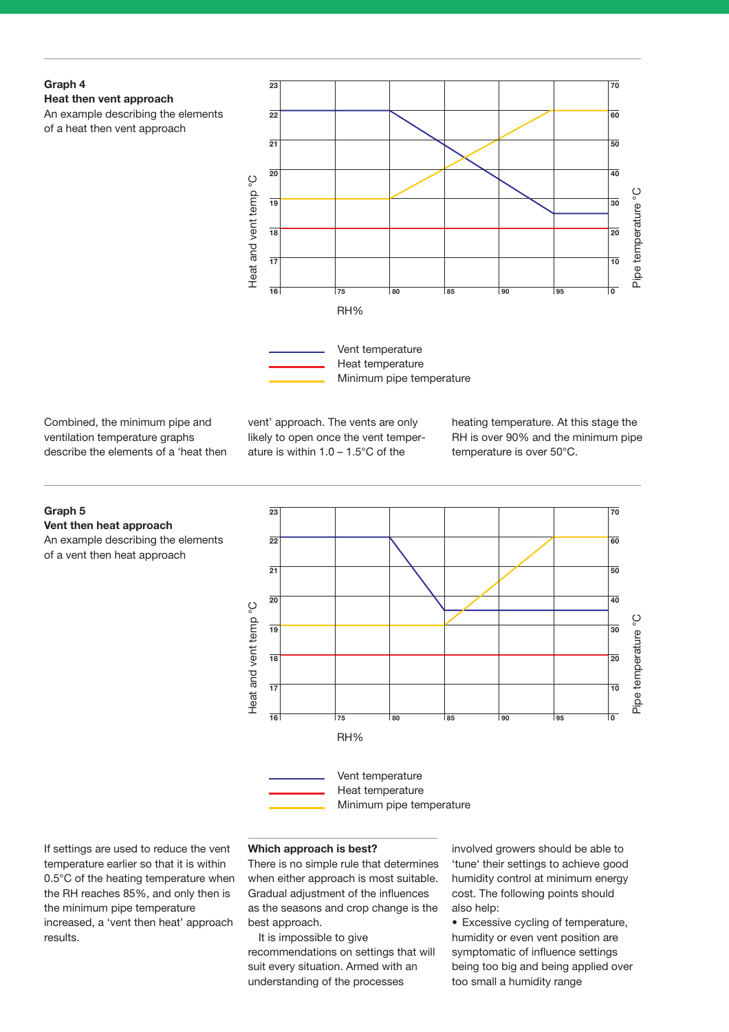**Graph 4**
**Heat then vent approach**
An example describing the elements of a heat then vent approach

Combined, the minimum pipe and ventilation temperature graphs describe the elements of a 'heat then vent' approach. The vents are only likely to open once the vent temperature is within 1.0 – 1.5°C of the heating temperature. At this stage the RH is over 90% and the minimum pipe temperature is over 50°C.

**Graph 5**
**Vent then heat approach**
An example describing the elements of a vent then heat approach

If settings are used to reduce the vent temperature earlier so that it is within 0.5°C of the heating temperature when the RH reaches 85%, and only then is the minimum pipe temperature increased, a 'vent then heat' approach results.

**Which approach is best?**

There is no simple rule that determines when either approach is most suitable. Gradual adjustment of the influences as the seasons and crop change is the best approach.

It is impossible to give recommendations on settings that will suit every situation. Armed with an understanding of the processes involved growers should be able to 'tune' their settings to achieve good humidity control at minimum energy cost. The following points should also help:

- Excessive cycling of temperature, humidity or even vent position are symptomatic of influence settings being too big and being applied over too small a humidity range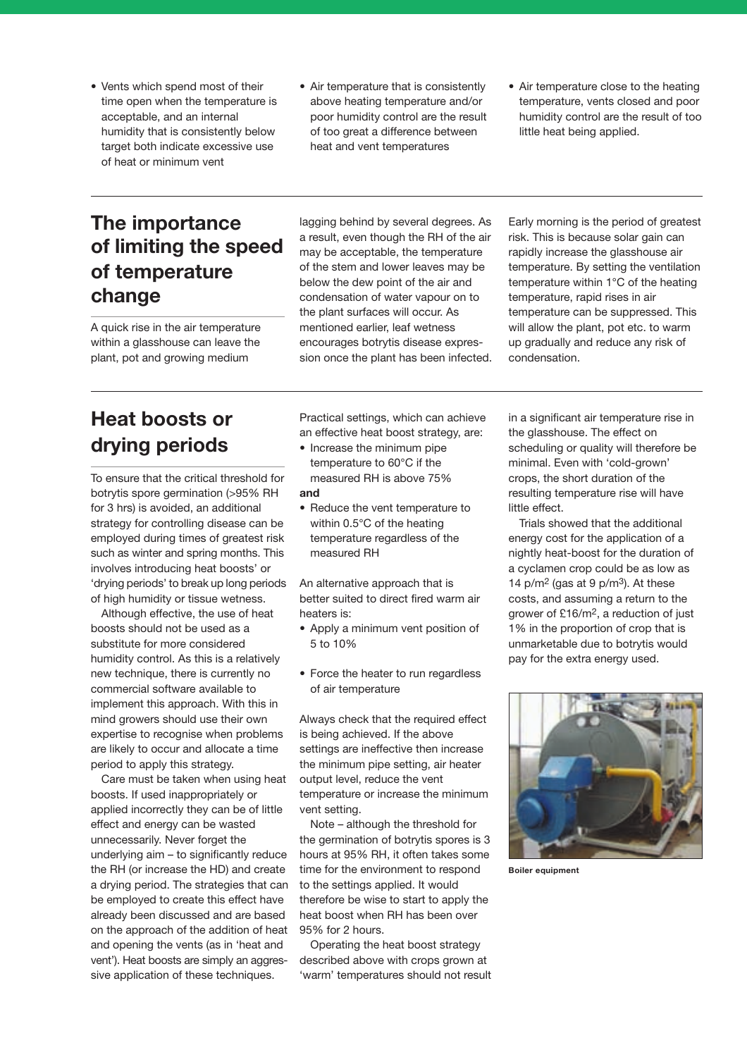- Vents which spend most of their time open when the temperature is acceptable, and an internal humidity that is consistently below target both indicate excessive use of heat or minimum vent
- Air temperature that is consistently above heating temperature and/or poor humidity control are the result of too great a difference between heat and vent temperatures
- Air temperature close to the heating temperature, vents closed and poor humidity control are the result of too little heat being applied.

## The importance of limiting the speed of temperature change

A quick rise in the air temperature within a glasshouse can leave the plant, pot and growing medium lagging behind by several degrees. As a result, even though the RH of the air may be acceptable, the temperature of the stem and lower leaves may be below the dew point of the air and condensation of water vapour on to the plant surfaces will occur. As mentioned earlier, leaf wetness encourages botrytis disease expression once the plant has been infected.

Early morning is the period of greatest risk. This is because solar gain can rapidly increase the glasshouse air temperature. By setting the ventilation temperature within 1°C of the heating temperature, rapid rises in air temperature can be suppressed. This will allow the plant, pot etc. to warm up gradually and reduce any risk of condensation.

## Heat boosts or drying periods

To ensure that the critical threshold for botrytis spore germination (>95% RH for 3 hrs) is avoided, an additional strategy for controlling disease can be employed during times of greatest risk such as winter and spring months. This involves introducing heat boosts' or 'drying periods' to break up long periods of high humidity or tissue wetness.

Although effective, the use of heat boosts should not be used as a substitute for more considered humidity control. As this is a relatively new technique, there is currently no commercial software available to implement this approach. With this in mind growers should use their own expertise to recognise when problems are likely to occur and allocate a time period to apply this strategy.

Care must be taken when using heat boosts. If used inappropriately or applied incorrectly they can be of little effect and energy can be wasted unnecessarily. Never forget the underlying aim – to significantly reduce the RH (or increase the HD) and create a drying period. The strategies that can be employed to create this effect have already been discussed and are based on the approach of the addition of heat and opening the vents (as in 'heat and vent'). Heat boosts are simply an aggressive application of these techniques.

Practical settings, which can achieve an effective heat boost strategy, are:

- Increase the minimum pipe temperature to 60°C if the measured RH is above 75%

**and**

- Reduce the vent temperature to within 0.5°C of the heating temperature regardless of the measured RH

An alternative approach that is better suited to direct fired warm air heaters is:

- Apply a minimum vent position of 5 to 10%
- Force the heater to run regardless of air temperature

Always check that the required effect is being achieved. If the above settings are ineffective then increase the minimum pipe setting, air heater output level, reduce the vent temperature or increase the minimum vent setting.

Note – although the threshold for the germination of botrytis spores is 3 hours at 95% RH, it often takes some time for the environment to respond to the settings applied. It would therefore be wise to start to apply the heat boost when RH has been over 95% for 2 hours.

Operating the heat boost strategy described above with crops grown at 'warm' temperatures should not result in a significant air temperature rise in the glasshouse. The effect on scheduling or quality will therefore be minimal. Even with 'cold-grown' crops, the short duration of the resulting temperature rise will have little effect.

Trials showed that the additional energy cost for the application of a nightly heat-boost for the duration of a cyclamen crop could be as low as 14 p/m$^2$ (gas at 9 p/m$^3$). At these costs, and assuming a return to the grower of £16/m$^2$, a reduction of just 1% in the proportion of crop that is unmarketable due to botrytis would pay for the extra energy used.

Boiler equipment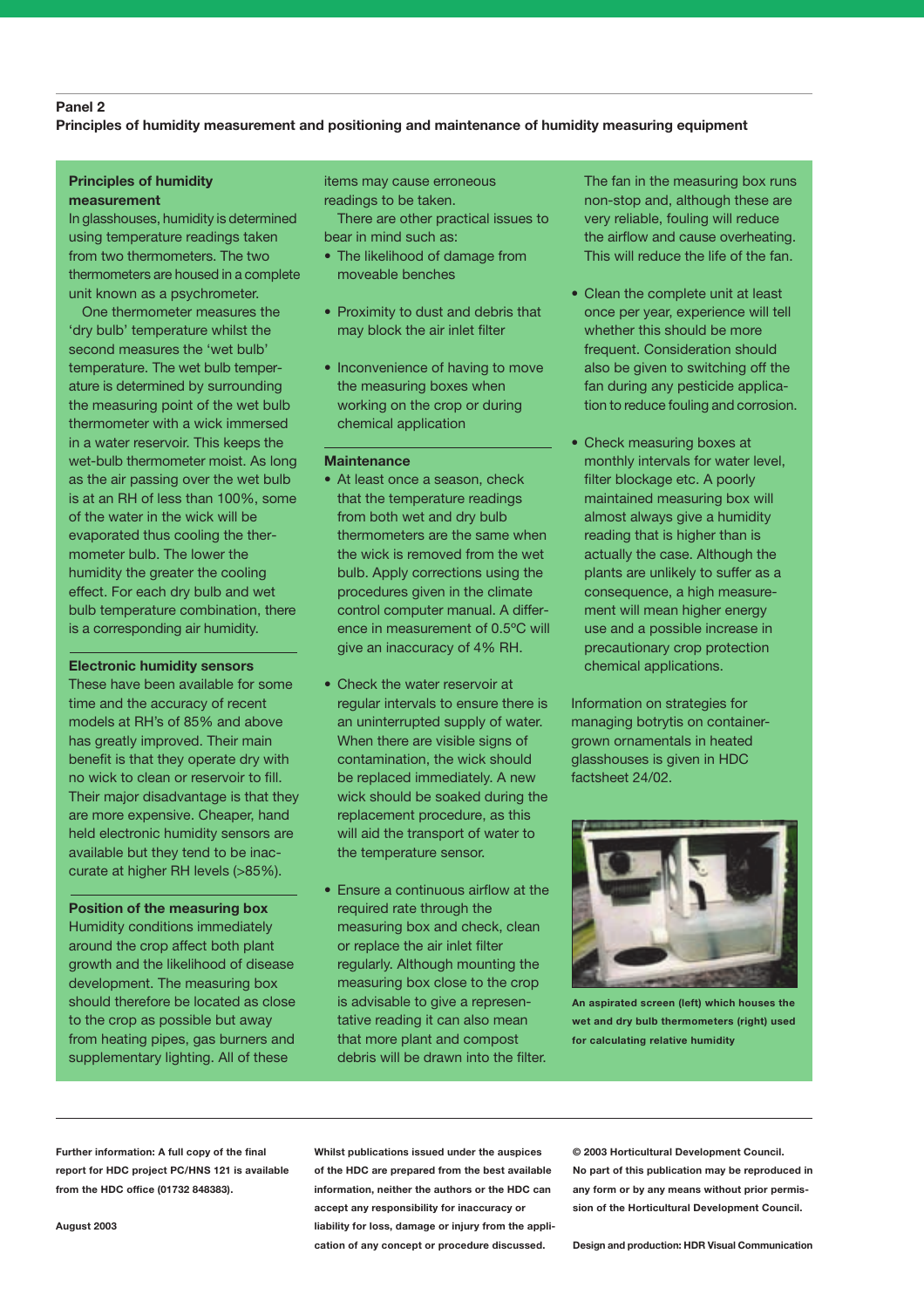## Panel 2

**Principles of humidity measurement and positioning and maintenance of humidity measuring equipment**

### Principles of humidity measurement

In glasshouses, humidity is determined using temperature readings taken from two thermometers. The two thermometers are housed in a complete unit known as a psychrometer.

One thermometer measures the 'dry bulb' temperature whilst the second measures the 'wet bulb' temperature. The wet bulb temperature is determined by surrounding the measuring point of the wet bulb thermometer with a wick immersed in a water reservoir. This keeps the wet-bulb thermometer moist. As long as the air passing over the wet bulb is at an RH of less than 100%, some of the water in the wick will be evaporated thus cooling the thermometer bulb. The lower the humidity the greater the cooling effect. For each dry bulb and wet bulb temperature combination, there is a corresponding air humidity.

### Electronic humidity sensors

These have been available for some time and the accuracy of recent models at RH's of 85% and above has greatly improved. Their main benefit is that they operate dry with no wick to clean or reservoir to fill. Their major disadvantage is that they are more expensive. Cheaper, hand held electronic humidity sensors are available but they tend to be inaccurate at higher RH levels (>85%).

### Position of the measuring box

Humidity conditions immediately around the crop affect both plant growth and the likelihood of disease development. The measuring box should therefore be located as close to the crop as possible but away from heating pipes, gas burners and supplementary lighting. All of these items may cause erroneous readings to be taken.

There are other practical issues to bear in mind such as:

- The likelihood of damage from moveable benches
- Proximity to dust and debris that may block the air inlet filter
- Inconvenience of having to move the measuring boxes when working on the crop or during chemical application

### Maintenance

- At least once a season, check that the temperature readings from both wet and dry bulb thermometers are the same when the wick is removed from the wet bulb. Apply corrections using the procedures given in the climate control computer manual. A difference in measurement of 0.5ºC will give an inaccuracy of 4% RH.
- Check the water reservoir at regular intervals to ensure there is an uninterrupted supply of water. When there are visible signs of contamination, the wick should be replaced immediately. A new wick should be soaked during the replacement procedure, as this will aid the transport of water to the temperature sensor.
- Ensure a continuous airflow at the required rate through the measuring box and check, clean or replace the air inlet filter regularly. Although mounting the measuring box close to the crop is advisable to give a representative reading it can also mean that more plant and compost debris will be drawn into the filter.

  The fan in the measuring box runs non-stop and, although these are very reliable, fouling will reduce the airflow and cause overheating. This will reduce the life of the fan.
- Clean the complete unit at least once per year, experience will tell whether this should be more frequent. Consideration should also be given to switching off the fan during any pesticide application to reduce fouling and corrosion.
- Check measuring boxes at monthly intervals for water level, filter blockage etc. A poorly maintained measuring box will almost always give a humidity reading that is higher than is actually the case. Although the plants are unlikely to suffer as a consequence, a high measurement will mean higher energy use and a possible increase in precautionary crop protection chemical applications.

Information on strategies for managing botrytis on container-grown ornamentals in heated glasshouses is given in HDC factsheet 24/02.

**An aspirated screen (left) which houses the wet and dry bulb thermometers (right) used for calculating relative humidity**

---

**Further information: A full copy of the final report for HDC project PC/HNS 121 is available from the HDC office (01732 848383).**

**August 2003**

**Whilst publications issued under the auspices of the HDC are prepared from the best available information, neither the authors or the HDC can accept any responsibility for inaccuracy or liability for loss, damage or injury from the application of any concept or procedure discussed.**

**© 2003 Horticultural Development Council. No part of this publication may be reproduced in any form or by any means without prior permission of the Horticultural Development Council.**

**Design and production: HDR Visual Communication**